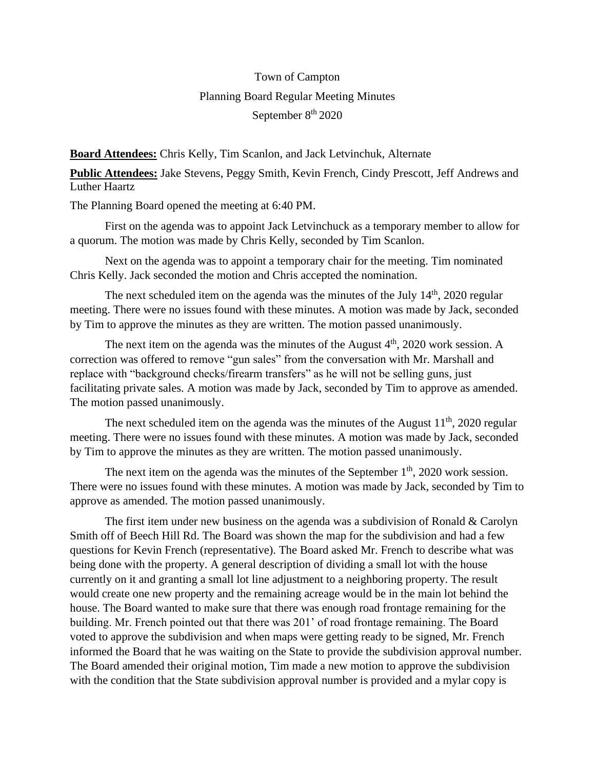Town of Campton

Planning Board Regular Meeting Minutes

September 8th 2020

**Board Attendees:** Chris Kelly, Tim Scanlon, and Jack Letvinchuk, Alternate

**Public Attendees:** Jake Stevens, Peggy Smith, Kevin French, Cindy Prescott, Jeff Andrews and Luther Haartz

The Planning Board opened the meeting at 6:40 PM.

First on the agenda was to appoint Jack Letvinchuck as a temporary member to allow for a quorum. The motion was made by Chris Kelly, seconded by Tim Scanlon.

Next on the agenda was to appoint a temporary chair for the meeting. Tim nominated Chris Kelly. Jack seconded the motion and Chris accepted the nomination.

The next scheduled item on the agenda was the minutes of the July 14th, 2020 regular meeting. There were no issues found with these minutes. A motion was made by Jack, seconded by Tim to approve the minutes as they are written. The motion passed unanimously.

The next item on the agenda was the minutes of the August 4th, 2020 work session. A correction was offered to remove "gun sales" from the conversation with Mr. Marshall and replace with "background checks/firearm transfers" as he will not be selling guns, just facilitating private sales. A motion was made by Jack, seconded by Tim to approve as amended. The motion passed unanimously.

The next scheduled item on the agenda was the minutes of the August 11th, 2020 regular meeting. There were no issues found with these minutes. A motion was made by Jack, seconded by Tim to approve the minutes as they are written. The motion passed unanimously.

The next item on the agenda was the minutes of the September 1th, 2020 work session. There were no issues found with these minutes. A motion was made by Jack, seconded by Tim to approve as amended. The motion passed unanimously.

The first item under new business on the agenda was a subdivision of Ronald & Carolyn Smith off of Beech Hill Rd. The Board was shown the map for the subdivision and had a few questions for Kevin French (representative). The Board asked Mr. French to describe what was being done with the property. A general description of dividing a small lot with the house currently on it and granting a small lot line adjustment to a neighboring property. The result would create one new property and the remaining acreage would be in the main lot behind the house. The Board wanted to make sure that there was enough road frontage remaining for the building. Mr. French pointed out that there was 201' of road frontage remaining. The Board voted to approve the subdivision and when maps were getting ready to be signed, Mr. French informed the Board that he was waiting on the State to provide the subdivision approval number. The Board amended their original motion, Tim made a new motion to approve the subdivision with the condition that the State subdivision approval number is provided and a mylar copy is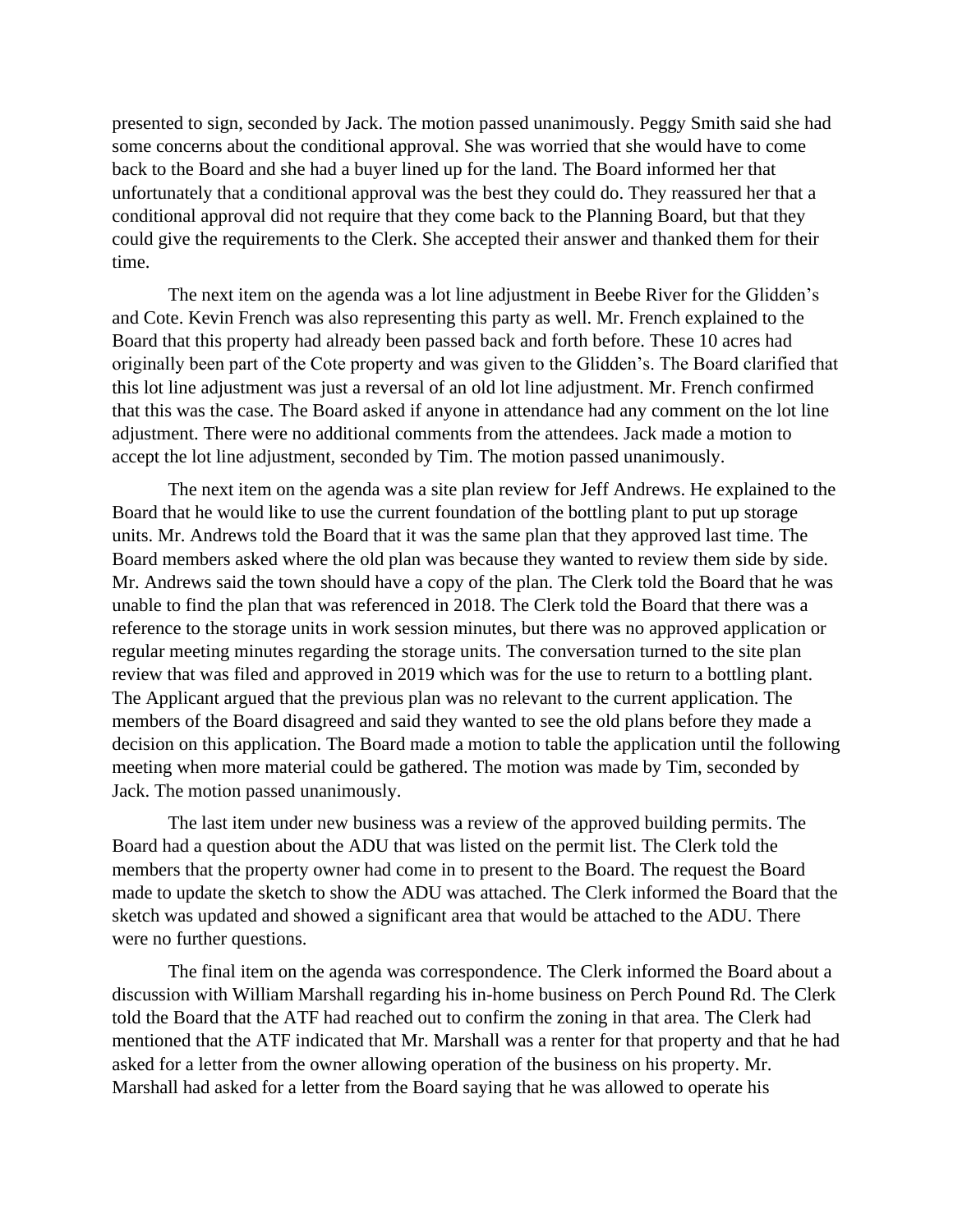presented to sign, seconded by Jack. The motion passed unanimously. Peggy Smith said she had some concerns about the conditional approval. She was worried that she would have to come back to the Board and she had a buyer lined up for the land. The Board informed her that unfortunately that a conditional approval was the best they could do. They reassured her that a conditional approval did not require that they come back to the Planning Board, but that they could give the requirements to the Clerk. She accepted their answer and thanked them for their time.

The next item on the agenda was a lot line adjustment in Beebe River for the Glidden's and Cote. Kevin French was also representing this party as well. Mr. French explained to the Board that this property had already been passed back and forth before. These 10 acres had originally been part of the Cote property and was given to the Glidden's. The Board clarified that this lot line adjustment was just a reversal of an old lot line adjustment. Mr. French confirmed that this was the case. The Board asked if anyone in attendance had any comment on the lot line adjustment. There were no additional comments from the attendees. Jack made a motion to accept the lot line adjustment, seconded by Tim. The motion passed unanimously.

The next item on the agenda was a site plan review for Jeff Andrews. He explained to the Board that he would like to use the current foundation of the bottling plant to put up storage units. Mr. Andrews told the Board that it was the same plan that they approved last time. The Board members asked where the old plan was because they wanted to review them side by side. Mr. Andrews said the town should have a copy of the plan. The Clerk told the Board that he was unable to find the plan that was referenced in 2018. The Clerk told the Board that there was a reference to the storage units in work session minutes, but there was no approved application or regular meeting minutes regarding the storage units. The conversation turned to the site plan review that was filed and approved in 2019 which was for the use to return to a bottling plant. The Applicant argued that the previous plan was no relevant to the current application. The members of the Board disagreed and said they wanted to see the old plans before they made a decision on this application. The Board made a motion to table the application until the following meeting when more material could be gathered. The motion was made by Tim, seconded by Jack. The motion passed unanimously.

The last item under new business was a review of the approved building permits. The Board had a question about the ADU that was listed on the permit list. The Clerk told the members that the property owner had come in to present to the Board. The request the Board made to update the sketch to show the ADU was attached. The Clerk informed the Board that the sketch was updated and showed a significant area that would be attached to the ADU. There were no further questions.

The final item on the agenda was correspondence. The Clerk informed the Board about a discussion with William Marshall regarding his in-home business on Perch Pound Rd. The Clerk told the Board that the ATF had reached out to confirm the zoning in that area. The Clerk had mentioned that the ATF indicated that Mr. Marshall was a renter for that property and that he had asked for a letter from the owner allowing operation of the business on his property. Mr. Marshall had asked for a letter from the Board saying that he was allowed to operate his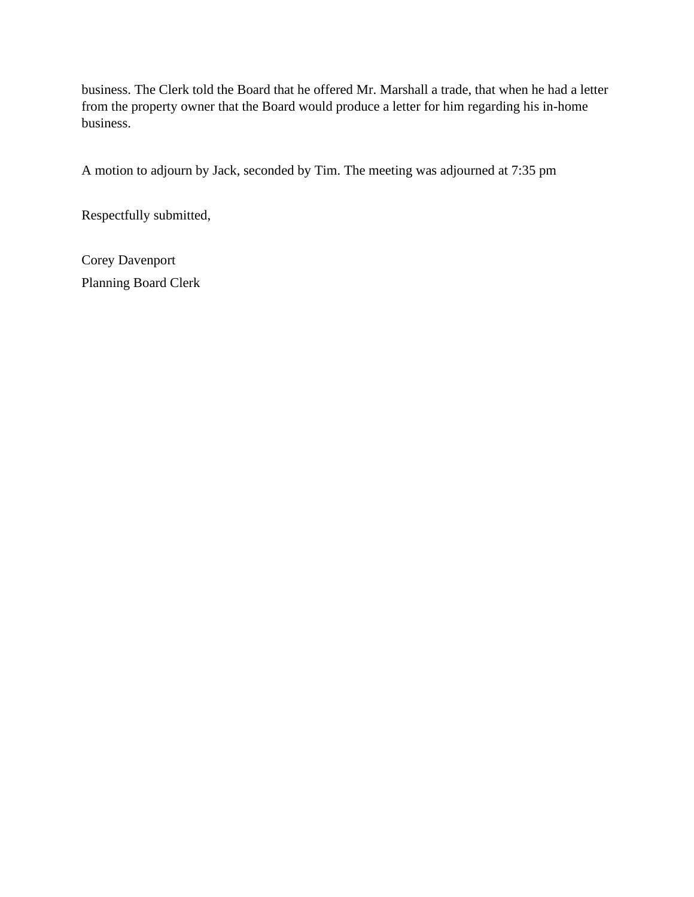business. The Clerk told the Board that he offered Mr. Marshall a trade, that when he had a letter from the property owner that the Board would produce a letter for him regarding his in-home business.

A motion to adjourn by Jack, seconded by Tim. The meeting was adjourned at 7:35 pm

Respectfully submitted,

Corey Davenport  
Planning Board Clerk